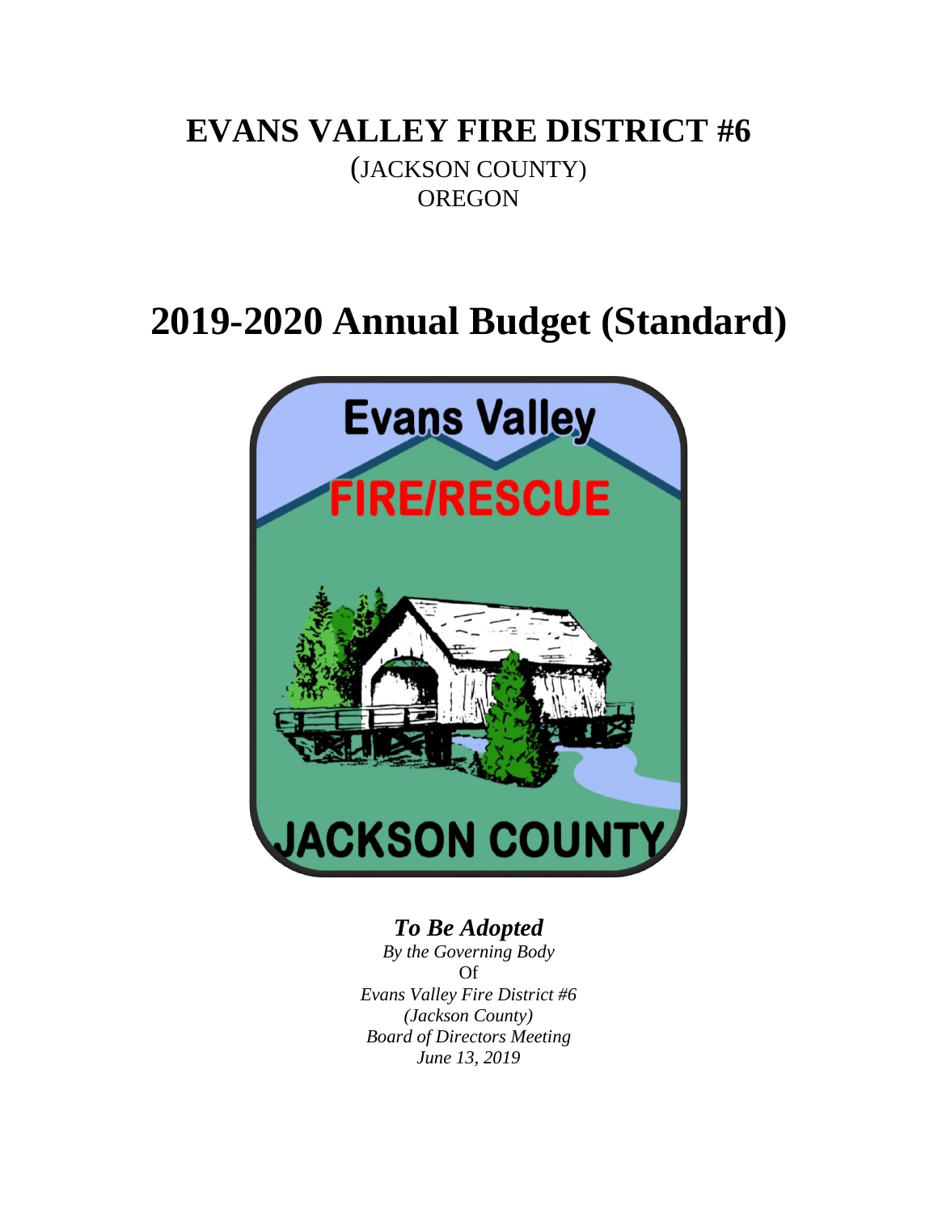# EVANS VALLEY FIRE DISTRICT #6

(JACKSON COUNTY)
OREGON

# 2019-2020 Annual Budget (Standard)

***To Be Adopted***

*By the Governing Body*
Of
*Evans Valley Fire District #6*
*(Jackson County)*
*Board of Directors Meeting*
*June 13, 2019*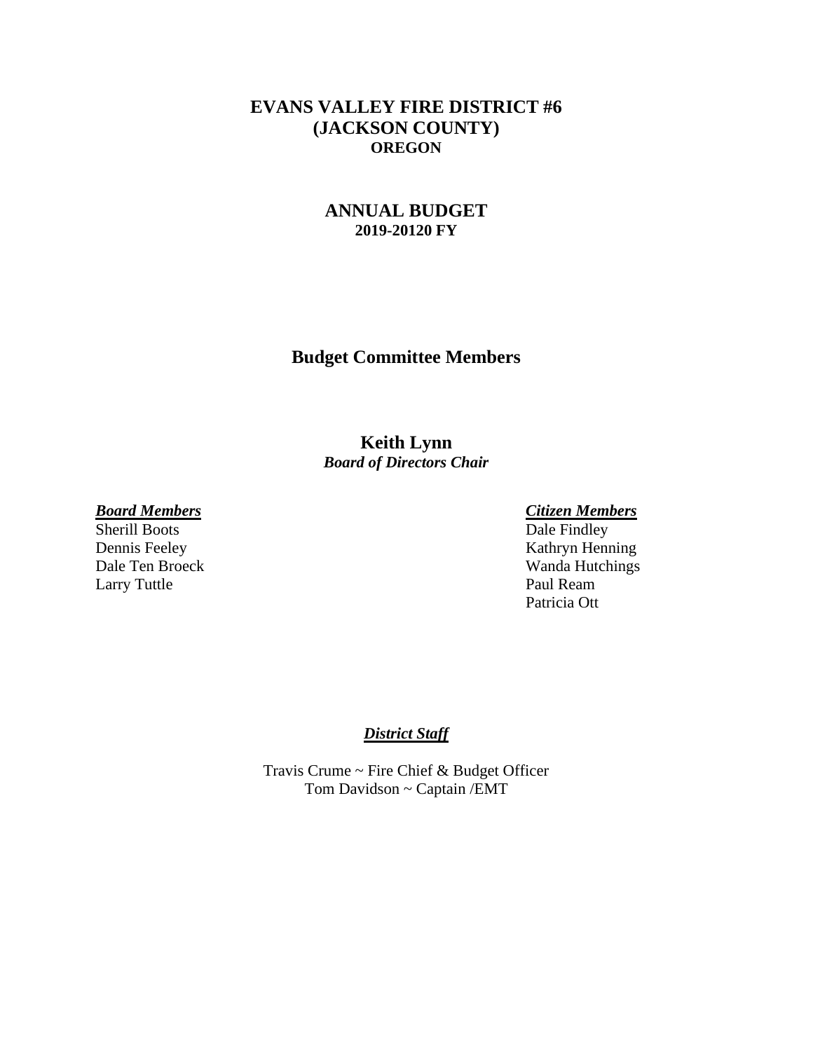# EVANS VALLEY FIRE DISTRICT #6
# (JACKSON COUNTY)
## OREGON

# ANNUAL BUDGET
## 2019-20120 FY

## Budget Committee Members

**Keith Lynn**
***Board of Directors Chair***

***Board Members***

Sherill Boots
Dennis Feeley
Dale Ten Broeck
Larry Tuttle

***Citizen Members***

Dale Findley
Kathryn Henning
Wanda Hutchings
Paul Ream
Patricia Ott

***District Staff***

Travis Crume ~ Fire Chief & Budget Officer
Tom Davidson ~ Captain /EMT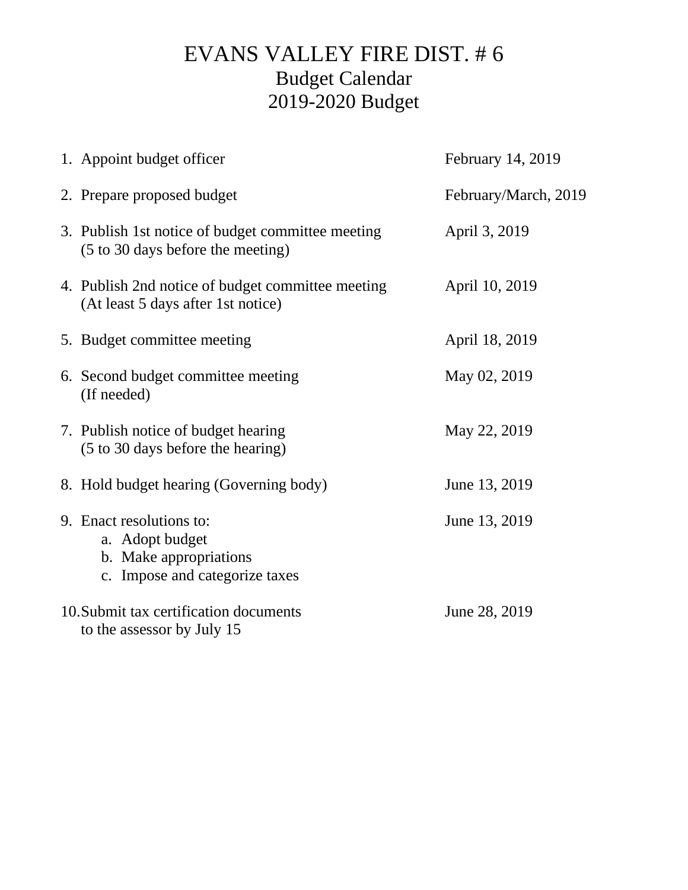# EVANS VALLEY FIRE DIST. # 6

## Budget Calendar

## 2019-2020 Budget

| | |
|---|---|
| 1. Appoint budget officer | February 14, 2019 |
| 2. Prepare proposed budget | February/March, 2019 |
| 3. Publish 1st notice of budget committee meeting (5 to 30 days before the meeting) | April 3, 2019 |
| 4. Publish 2nd notice of budget committee meeting (At least 5 days after 1st notice) | April 10, 2019 |
| 5. Budget committee meeting | April 18, 2019 |
| 6. Second budget committee meeting (If needed) | May 02, 2019 |
| 7. Publish notice of budget hearing (5 to 30 days before the hearing) | May 22, 2019 |
| 8. Hold budget hearing (Governing body) | June 13, 2019 |
| 9. Enact resolutions to: a. Adopt budget b. Make appropriations c. Impose and categorize taxes | June 13, 2019 |
| 10. Submit tax certification documents to the assessor by July 15 | June 28, 2019 |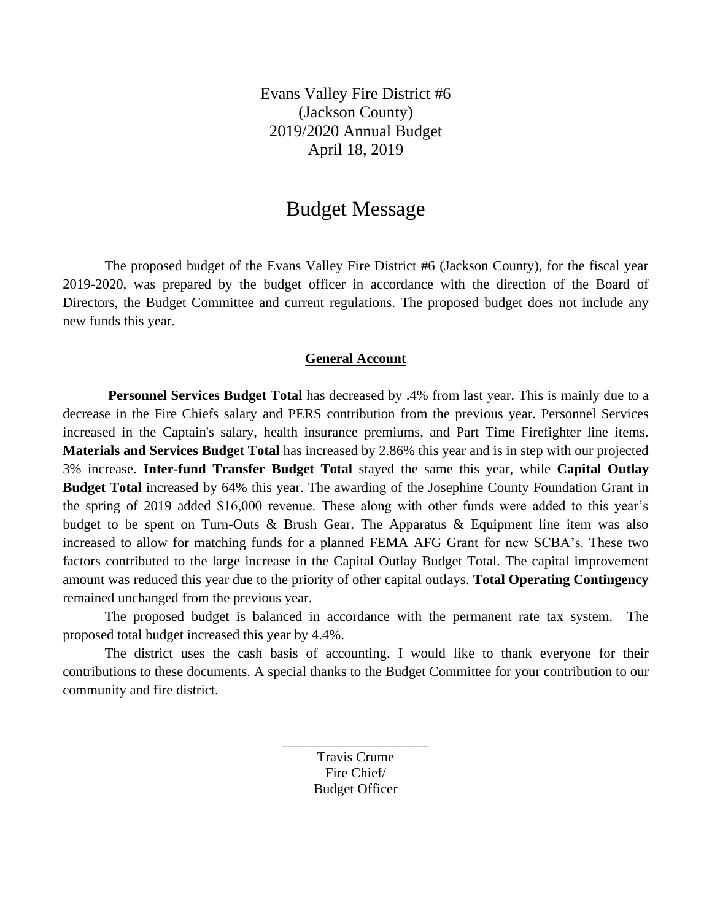Evans Valley Fire District #6
(Jackson County)
2019/2020 Annual Budget
April 18, 2019

# Budget Message

The proposed budget of the Evans Valley Fire District #6 (Jackson County), for the fiscal year 2019-2020, was prepared by the budget officer in accordance with the direction of the Board of Directors, the Budget Committee and current regulations. The proposed budget does not include any new funds this year.

## General Account

**Personnel Services Budget Total** has decreased by .4% from last year. This is mainly due to a decrease in the Fire Chiefs salary and PERS contribution from the previous year. Personnel Services increased in the Captain's salary, health insurance premiums, and Part Time Firefighter line items. **Materials and Services Budget Total** has increased by 2.86% this year and is in step with our projected 3% increase. **Inter-fund Transfer Budget Total** stayed the same this year, while **Capital Outlay Budget Total** increased by 64% this year. The awarding of the Josephine County Foundation Grant in the spring of 2019 added $16,000 revenue. These along with other funds were added to this year's budget to be spent on Turn-Outs & Brush Gear. The Apparatus & Equipment line item was also increased to allow for matching funds for a planned FEMA AFG Grant for new SCBA's. These two factors contributed to the large increase in the Capital Outlay Budget Total. The capital improvement amount was reduced this year due to the priority of other capital outlays. **Total Operating Contingency** remained unchanged from the previous year.

The proposed budget is balanced in accordance with the permanent rate tax system. The proposed total budget increased this year by 4.4%.

The district uses the cash basis of accounting. I would like to thank everyone for their contributions to these documents. A special thanks to the Budget Committee for your contribution to our community and fire district.

_____________________
Travis Crume
Fire Chief/
Budget Officer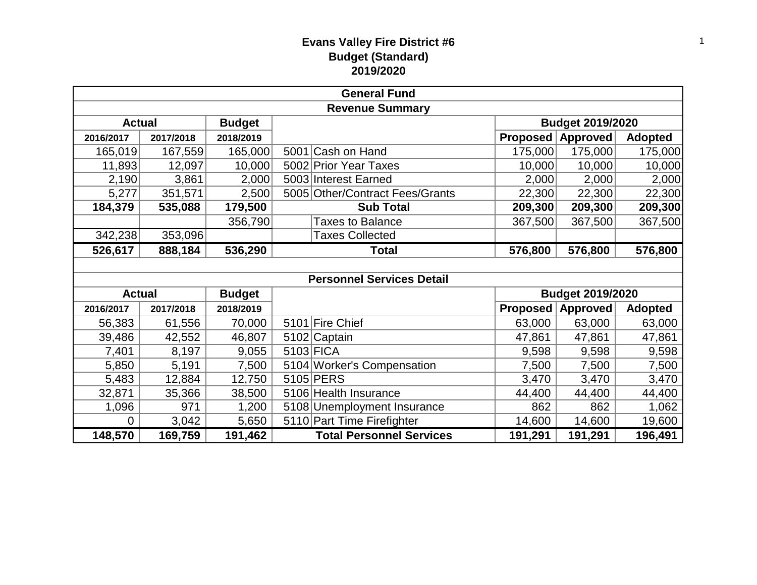# Evans Valley Fire District #6
## Budget (Standard)
## 2019/2020

| General Fund | | | | | | | |
|---|---|---|---|---|---|---|---|
| **Revenue Summary** | | | | | | | |
| **Actual** | | **Budget** | | | **Budget 2019/2020** | | |
| **2016/2017** | **2017/2018** | **2018/2019** | | | **Proposed** | **Approved** | **Adopted** |
| 165,019 | 167,559 | 165,000 | 5001 | Cash on Hand | 175,000 | 175,000 | 175,000 |
| 11,893 | 12,097 | 10,000 | 5002 | Prior Year Taxes | 10,000 | 10,000 | 10,000 |
| 2,190 | 3,861 | 2,000 | 5003 | Interest Earned | 2,000 | 2,000 | 2,000 |
| 5,277 | 351,571 | 2,500 | 5005 | Other/Contract Fees/Grants | 22,300 | 22,300 | 22,300 |
| **184,379** | **535,088** | **179,500** | | **Sub Total** | **209,300** | **209,300** | **209,300** |
| | | 356,790 | | Taxes to Balance | 367,500 | 367,500 | 367,500 |
| 342,238 | 353,096 | | | Taxes Collected | | | |
| **526,617** | **888,184** | **536,290** | | **Total** | **576,800** | **576,800** | **576,800** |

| Personnel Services Detail | | | | | | | |
|---|---|---|---|---|---|---|---|
| **Actual** | | **Budget** | | | **Budget 2019/2020** | | |
| **2016/2017** | **2017/2018** | **2018/2019** | | | **Proposed** | **Approved** | **Adopted** |
| 56,383 | 61,556 | 70,000 | 5101 | Fire Chief | 63,000 | 63,000 | 63,000 |
| 39,486 | 42,552 | 46,807 | 5102 | Captain | 47,861 | 47,861 | 47,861 |
| 7,401 | 8,197 | 9,055 | 5103 | FICA | 9,598 | 9,598 | 9,598 |
| 5,850 | 5,191 | 7,500 | 5104 | Worker's Compensation | 7,500 | 7,500 | 7,500 |
| 5,483 | 12,884 | 12,750 | 5105 | PERS | 3,470 | 3,470 | 3,470 |
| 32,871 | 35,366 | 38,500 | 5106 | Health Insurance | 44,400 | 44,400 | 44,400 |
| 1,096 | 971 | 1,200 | 5108 | Unemployment Insurance | 862 | 862 | 1,062 |
| 0 | 3,042 | 5,650 | 5110 | Part Time Firefighter | 14,600 | 14,600 | 19,600 |
| **148,570** | **169,759** | **191,462** | | **Total Personnel Services** | **191,291** | **191,291** | **196,491** |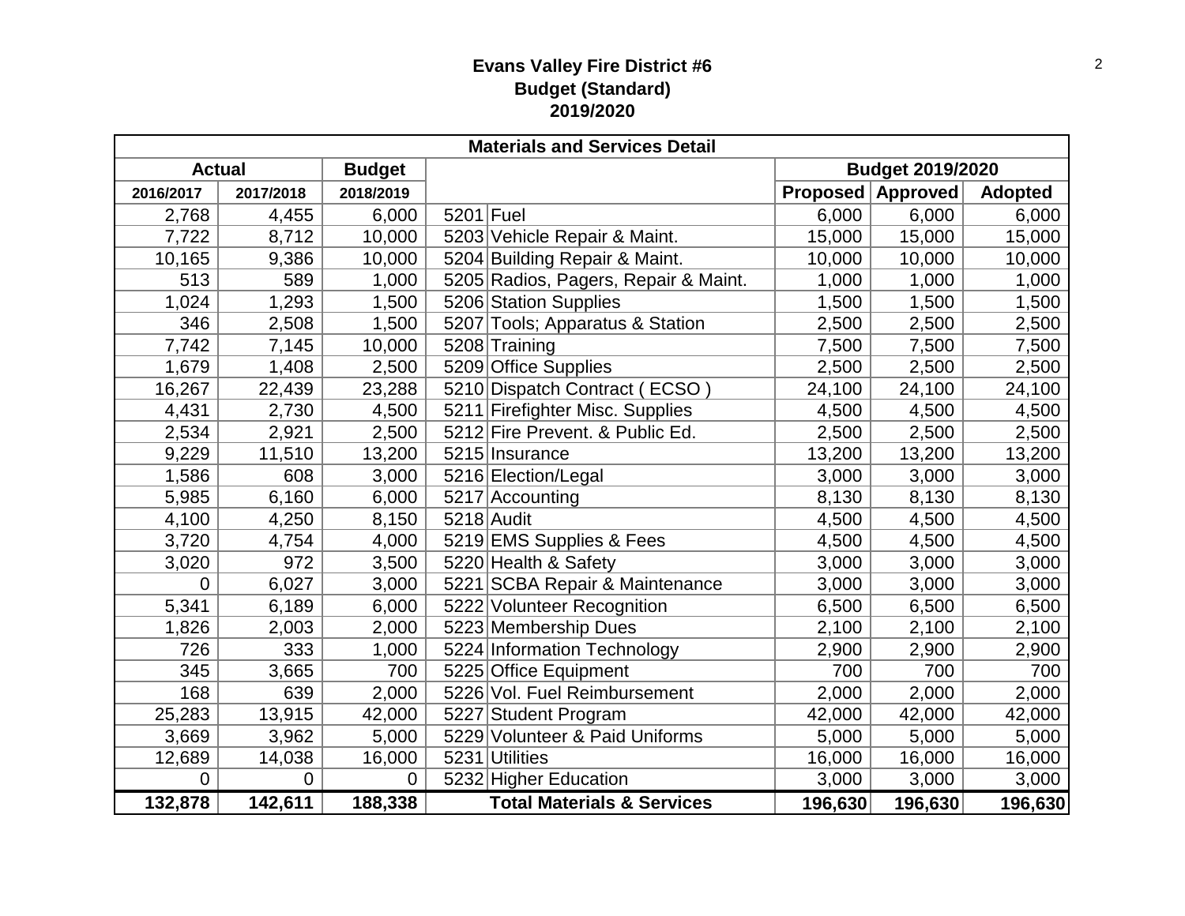**Evans Valley Fire District #6**
**Budget (Standard)**
**2019/2020**

| Materials and Services Detail | | | | | | | |
|---|---|---|---|---|---|---|---|
| **Actual** | | **Budget** | | | **Budget 2019/2020** | | |
| 2016/2017 | 2017/2018 | 2018/2019 | | | **Proposed** | **Approved** | **Adopted** |
| 2,768 | 4,455 | 6,000 | 5201 | Fuel | 6,000 | 6,000 | 6,000 |
| 7,722 | 8,712 | 10,000 | 5203 | Vehicle Repair & Maint. | 15,000 | 15,000 | 15,000 |
| 10,165 | 9,386 | 10,000 | 5204 | Building Repair & Maint. | 10,000 | 10,000 | 10,000 |
| 513 | 589 | 1,000 | 5205 | Radios, Pagers, Repair & Maint. | 1,000 | 1,000 | 1,000 |
| 1,024 | 1,293 | 1,500 | 5206 | Station Supplies | 1,500 | 1,500 | 1,500 |
| 346 | 2,508 | 1,500 | 5207 | Tools; Apparatus & Station | 2,500 | 2,500 | 2,500 |
| 7,742 | 7,145 | 10,000 | 5208 | Training | 7,500 | 7,500 | 7,500 |
| 1,679 | 1,408 | 2,500 | 5209 | Office Supplies | 2,500 | 2,500 | 2,500 |
| 16,267 | 22,439 | 23,288 | 5210 | Dispatch Contract ( ECSO ) | 24,100 | 24,100 | 24,100 |
| 4,431 | 2,730 | 4,500 | 5211 | Firefighter Misc. Supplies | 4,500 | 4,500 | 4,500 |
| 2,534 | 2,921 | 2,500 | 5212 | Fire Prevent. & Public Ed. | 2,500 | 2,500 | 2,500 |
| 9,229 | 11,510 | 13,200 | 5215 | Insurance | 13,200 | 13,200 | 13,200 |
| 1,586 | 608 | 3,000 | 5216 | Election/Legal | 3,000 | 3,000 | 3,000 |
| 5,985 | 6,160 | 6,000 | 5217 | Accounting | 8,130 | 8,130 | 8,130 |
| 4,100 | 4,250 | 8,150 | 5218 | Audit | 4,500 | 4,500 | 4,500 |
| 3,720 | 4,754 | 4,000 | 5219 | EMS Supplies & Fees | 4,500 | 4,500 | 4,500 |
| 3,020 | 972 | 3,500 | 5220 | Health & Safety | 3,000 | 3,000 | 3,000 |
| 0 | 6,027 | 3,000 | 5221 | SCBA Repair & Maintenance | 3,000 | 3,000 | 3,000 |
| 5,341 | 6,189 | 6,000 | 5222 | Volunteer Recognition | 6,500 | 6,500 | 6,500 |
| 1,826 | 2,003 | 2,000 | 5223 | Membership Dues | 2,100 | 2,100 | 2,100 |
| 726 | 333 | 1,000 | 5224 | Information Technology | 2,900 | 2,900 | 2,900 |
| 345 | 3,665 | 700 | 5225 | Office Equipment | 700 | 700 | 700 |
| 168 | 639 | 2,000 | 5226 | Vol. Fuel Reimbursement | 2,000 | 2,000 | 2,000 |
| 25,283 | 13,915 | 42,000 | 5227 | Student Program | 42,000 | 42,000 | 42,000 |
| 3,669 | 3,962 | 5,000 | 5229 | Volunteer & Paid Uniforms | 5,000 | 5,000 | 5,000 |
| 12,689 | 14,038 | 16,000 | 5231 | Utilities | 16,000 | 16,000 | 16,000 |
| 0 | 0 | 0 | 5232 | Higher Education | 3,000 | 3,000 | 3,000 |
| **132,878** | **142,611** | **188,338** | | **Total Materials & Services** | **196,630** | **196,630** | **196,630** |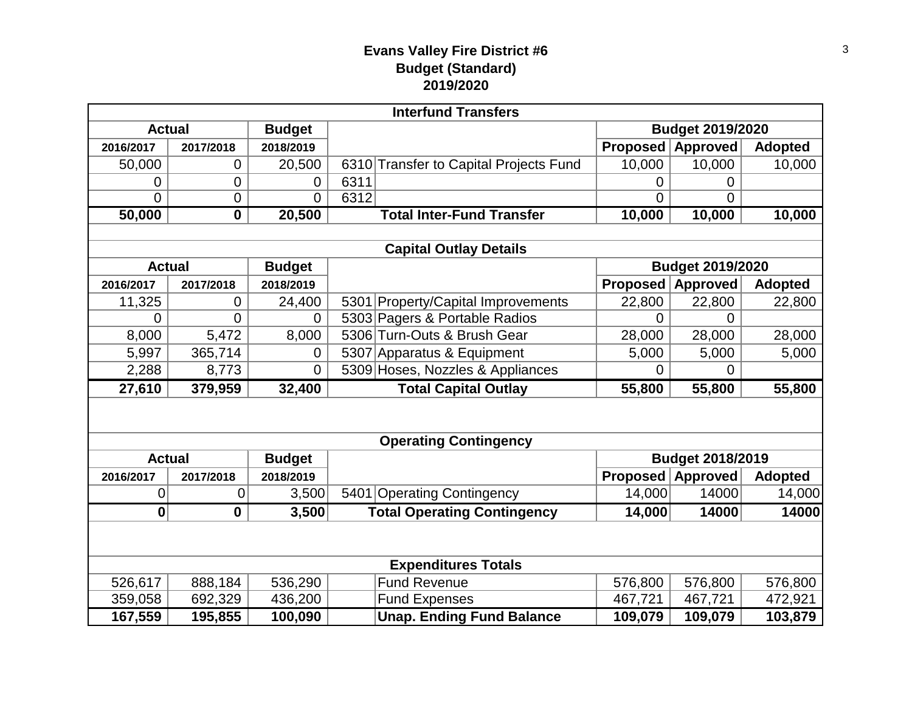# Evans Valley Fire District #6
## Budget (Standard)
## 2019/2020

| Interfund Transfers | | | | | | | |
|---|---|---|---|---|---|---|---|
| **Actual** | | **Budget** | | | **Budget 2019/2020** | | |
| **2016/2017** | **2017/2018** | **2018/2019** | | | **Proposed** | **Approved** | **Adopted** |
| 50,000 | 0 | 20,500 | 6310 | Transfer to Capital Projects Fund | 10,000 | 10,000 | 10,000 |
| 0 | 0 | 0 | 6311 | | 0 | 0 | |
| 0 | 0 | 0 | 6312 | | 0 | 0 | |
| **50,000** | **0** | **20,500** | | **Total Inter-Fund Transfer** | **10,000** | **10,000** | **10,000** |

| Capital Outlay Details | | | | | | | |
|---|---|---|---|---|---|---|---|
| **Actual** | | **Budget** | | | **Budget 2019/2020** | | |
| **2016/2017** | **2017/2018** | **2018/2019** | | | **Proposed** | **Approved** | **Adopted** |
| 11,325 | 0 | 24,400 | 5301 | Property/Capital Improvements | 22,800 | 22,800 | 22,800 |
| 0 | 0 | 0 | 5303 | Pagers & Portable Radios | 0 | 0 | |
| 8,000 | 5,472 | 8,000 | 5306 | Turn-Outs & Brush Gear | 28,000 | 28,000 | 28,000 |
| 5,997 | 365,714 | 0 | 5307 | Apparatus & Equipment | 5,000 | 5,000 | 5,000 |
| 2,288 | 8,773 | 0 | 5309 | Hoses, Nozzles & Appliances | 0 | 0 | |
| **27,610** | **379,959** | **32,400** | | **Total Capital Outlay** | **55,800** | **55,800** | **55,800** |

| Operating Contingency | | | | | | | |
|---|---|---|---|---|---|---|---|
| **Actual** | | **Budget** | | | **Budget 2018/2019** | | |
| **2016/2017** | **2017/2018** | **2018/2019** | | | **Proposed** | **Approved** | **Adopted** |
| 0 | 0 | 3,500 | 5401 | Operating Contingency | 14,000 | 14000 | 14,000 |
| **0** | **0** | **3,500** | | **Total Operating Contingency** | **14,000** | **14000** | **14000** |

| Expenditures Totals | | | | | | | |
|---|---|---|---|---|---|---|---|
| 526,617 | 888,184 | 536,290 | | Fund Revenue | 576,800 | 576,800 | 576,800 |
| 359,058 | 692,329 | 436,200 | | Fund Expenses | 467,721 | 467,721 | 472,921 |
| **167,559** | **195,855** | **100,090** | | **Unap. Ending Fund Balance** | **109,079** | **109,079** | **103,879** |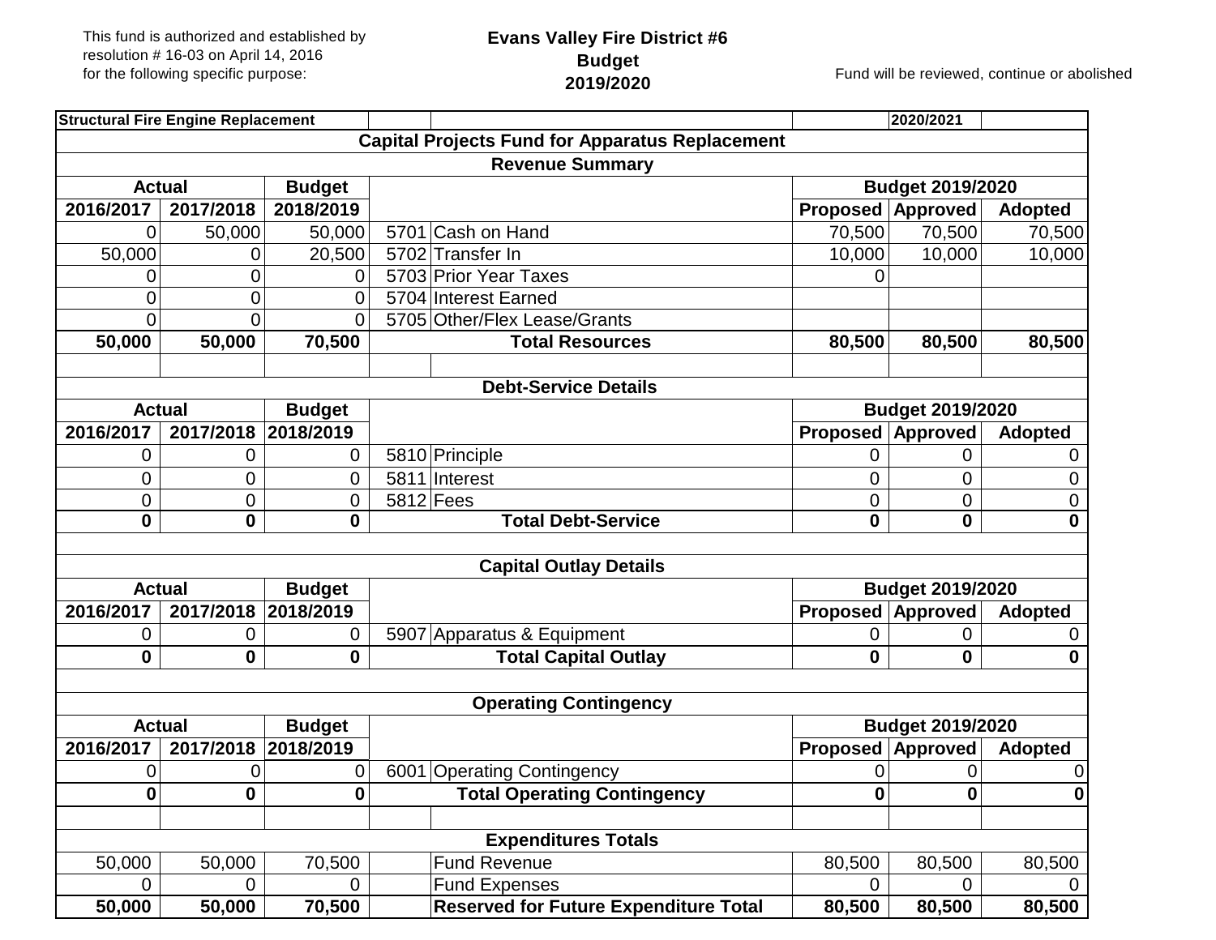This fund is authorized and established by resolution # 16-03 on April 14, 2016 for the following specific purpose:

**Evans Valley Fire District #6**
**Budget**
**2019/2020**

Fund will be reviewed, continue or abolished

| **Structural Fire Engine Replacement** | | | | | | 2020/2021 | |
|---|---|---|---|---|---|---|---|
| **Capital Projects Fund for Apparatus Replacement** | | | | | | | |
| **Revenue Summary** | | | | | | | |
| **Actual** | | **Budget** | | | **Budget 2019/2020** | | |
| **2016/2017** | **2017/2018** | **2018/2019** | | | **Proposed** | **Approved** | **Adopted** |
| 0 | 50,000 | 50,000 | 5701 | Cash on Hand | 70,500 | 70,500 | 70,500 |
| 50,000 | 0 | 20,500 | 5702 | Transfer In | 10,000 | 10,000 | 10,000 |
| 0 | 0 | 0 | 5703 | Prior Year Taxes | 0 | | |
| 0 | 0 | 0 | 5704 | Interest Earned | | | |
| 0 | 0 | 0 | 5705 | Other/Flex Lease/Grants | | | |
| **50,000** | **50,000** | **70,500** | | **Total Resources** | **80,500** | **80,500** | **80,500** |
| | | | | | | | |
| **Debt-Service Details** | | | | | | | |
| **Actual** | | **Budget** | | | **Budget 2019/2020** | | |
| **2016/2017** | **2017/2018** | **2018/2019** | | | **Proposed** | **Approved** | **Adopted** |
| 0 | 0 | 0 | 5810 | Principle | 0 | 0 | 0 |
| 0 | 0 | 0 | 5811 | Interest | 0 | 0 | 0 |
| 0 | 0 | 0 | 5812 | Fees | 0 | 0 | 0 |
| **0** | **0** | **0** | | **Total Debt-Service** | **0** | **0** | **0** |
| | | | | | | | |
| **Capital Outlay Details** | | | | | | | |
| **Actual** | | **Budget** | | | **Budget 2019/2020** | | |
| **2016/2017** | **2017/2018** | **2018/2019** | | | **Proposed** | **Approved** | **Adopted** |
| 0 | 0 | 0 | 5907 | Apparatus & Equipment | 0 | 0 | 0 |
| **0** | **0** | **0** | | **Total Capital Outlay** | **0** | **0** | **0** |
| | | | | | | | |
| **Operating Contingency** | | | | | | | |
| **Actual** | | **Budget** | | | **Budget 2019/2020** | | |
| **2016/2017** | **2017/2018** | **2018/2019** | | | **Proposed** | **Approved** | **Adopted** |
| 0 | 0 | 0 | 6001 | Operating Contingency | 0 | 0 | 0 |
| **0** | **0** | **0** | | **Total Operating Contingency** | **0** | **0** | **0** |
| | | | | | | | |
| **Expenditures Totals** | | | | | | | |
| 50,000 | 50,000 | 70,500 | | Fund Revenue | 80,500 | 80,500 | 80,500 |
| 0 | 0 | 0 | | Fund Expenses | 0 | 0 | 0 |
| **50,000** | **50,000** | **70,500** | | **Reserved for Future Expenditure Total** | **80,500** | **80,500** | **80,500** |